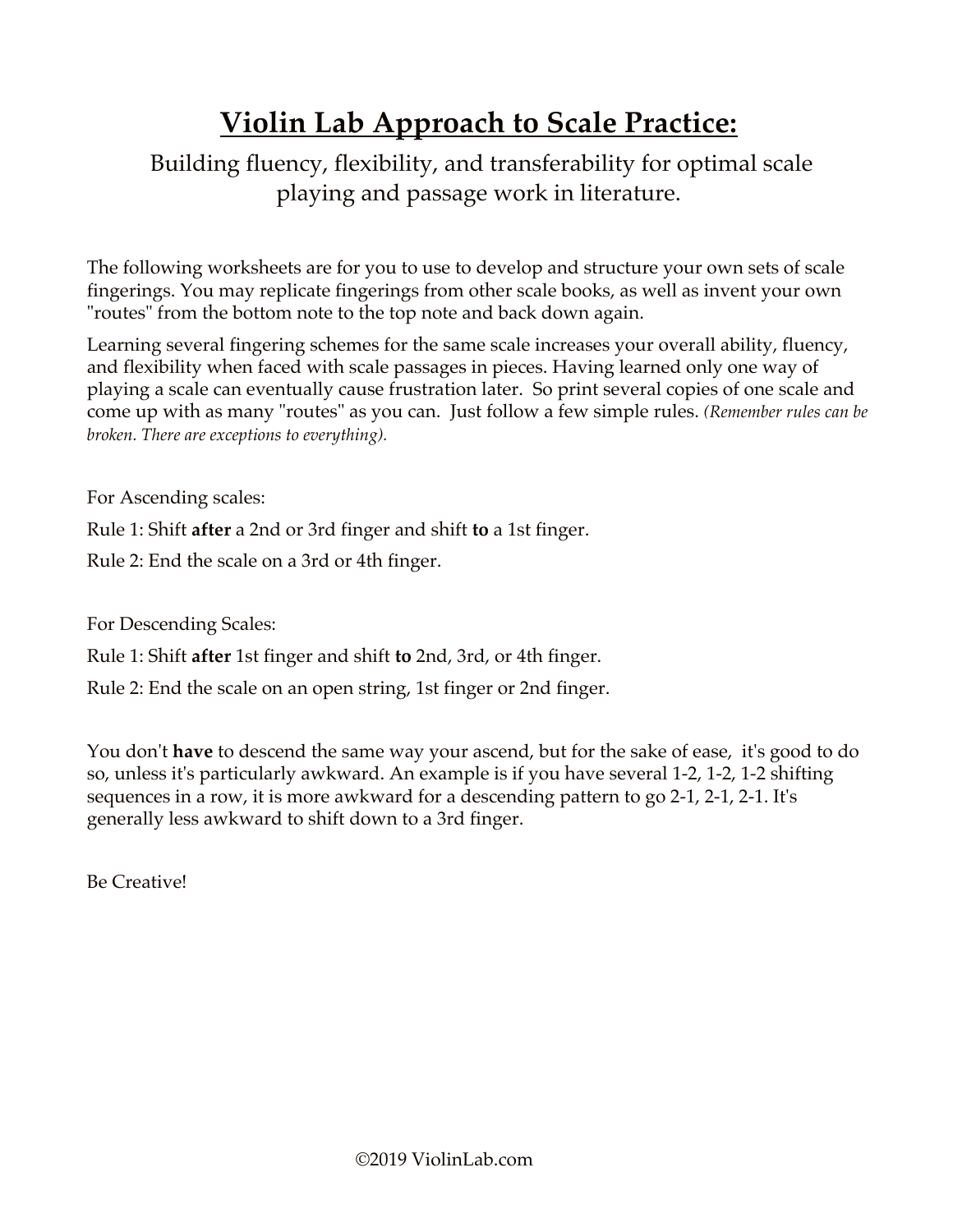# <u>Violin Lab Approach to Scale Practice:</u>

Building fluency, flexibility, and transferability for optimal scale playing and passage work in literature.

The following worksheets are for you to use to develop and structure your own sets of scale fingerings. You may replicate fingerings from other scale books, as well as invent your own "routes" from the bottom note to the top note and back down again.

Learning several fingering schemes for the same scale increases your overall ability, fluency, and flexibility when faced with scale passages in pieces. Having learned only one way of playing a scale can eventually cause frustration later. So print several copies of one scale and come up with as many "routes" as you can. Just follow a few simple rules. *(Remember rules can be broken. There are exceptions to everything).*

For Ascending scales:

Rule 1: Shift **after** a 2nd or 3rd finger and shift **to** a 1st finger.

Rule 2: End the scale on a 3rd or 4th finger.

For Descending Scales:

Rule 1: Shift **after** 1st finger and shift **to** 2nd, 3rd, or 4th finger.

Rule 2: End the scale on an open string, 1st finger or 2nd finger.

You don't **have** to descend the same way your ascend, but for the sake of ease, it's good to do so, unless it's particularly awkward. An example is if you have several 1-2, 1-2, 1-2 shifting sequences in a row, it is more awkward for a descending pattern to go 2-1, 2-1, 2-1. It's generally less awkward to shift down to a 3rd finger.

Be Creative!

©2019 ViolinLab.com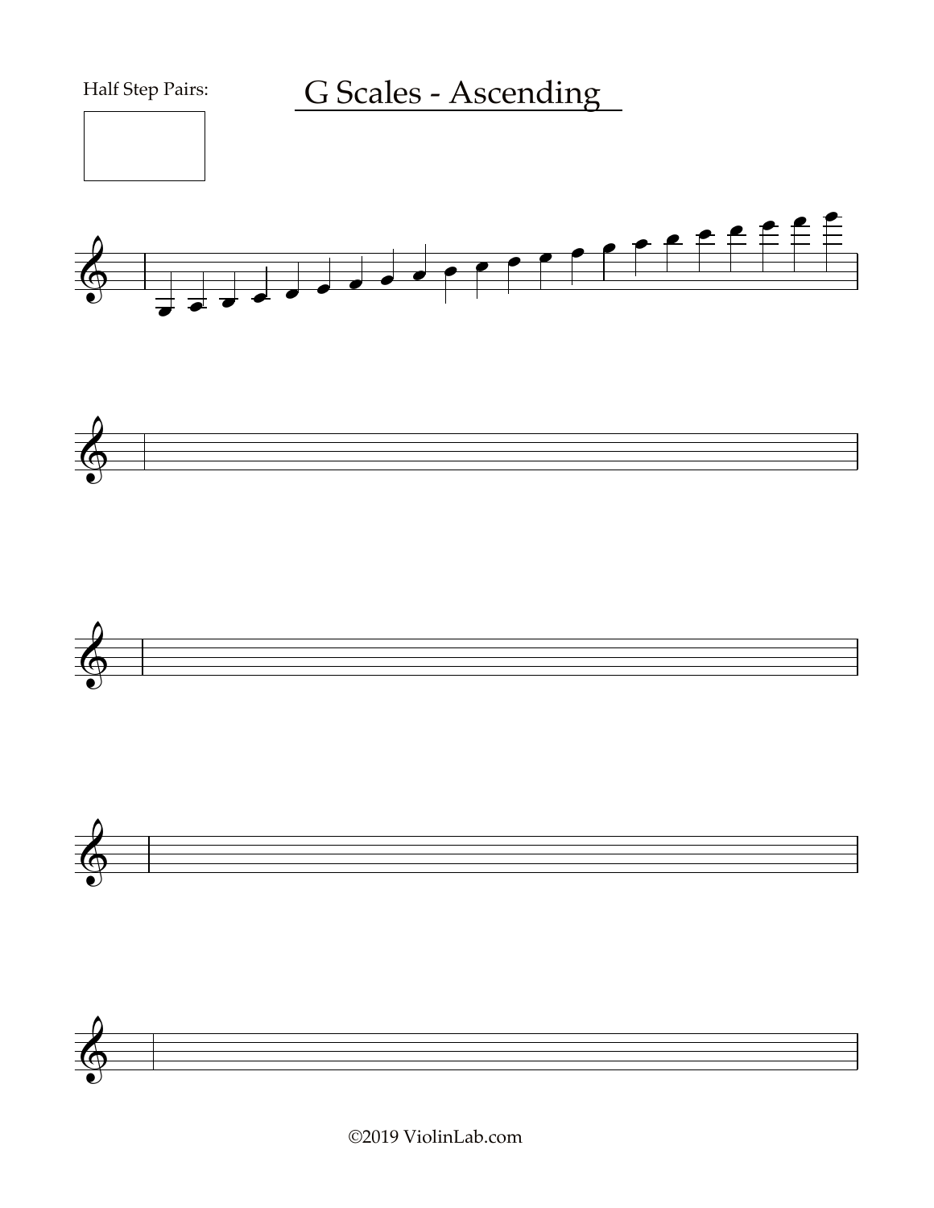Half Step Pairs:

# G Scales - Ascending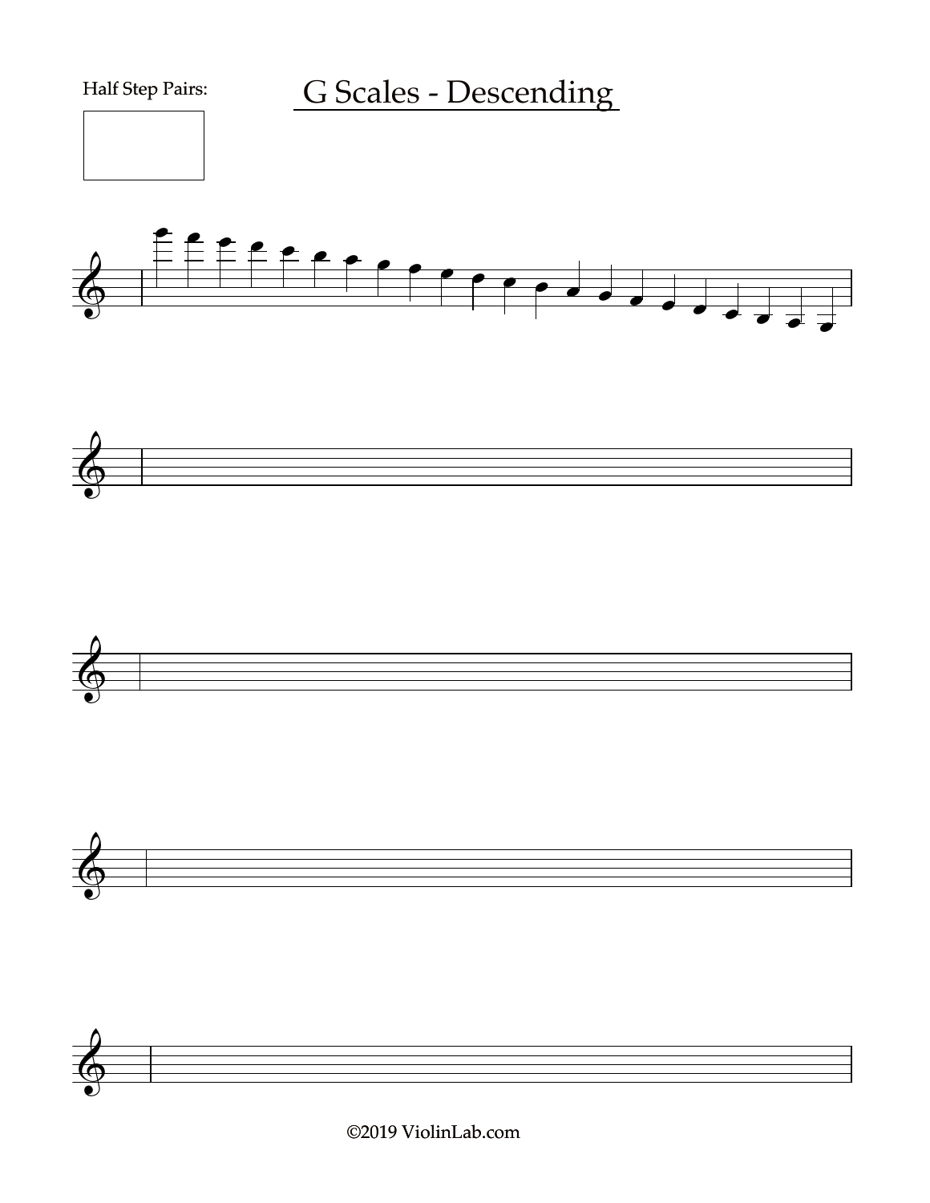Half Step Pairs:

# G Scales - Descending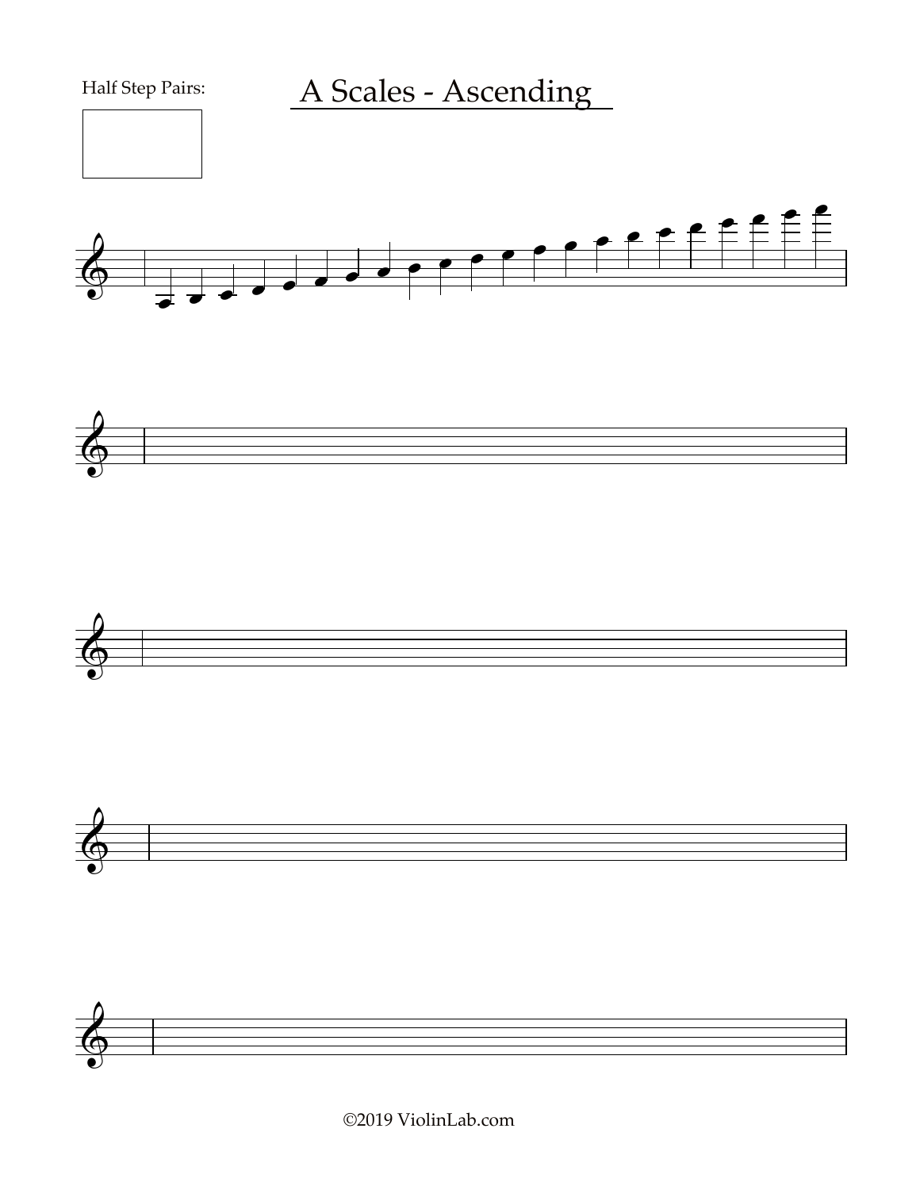Half Step Pairs:

# A Scales - Ascending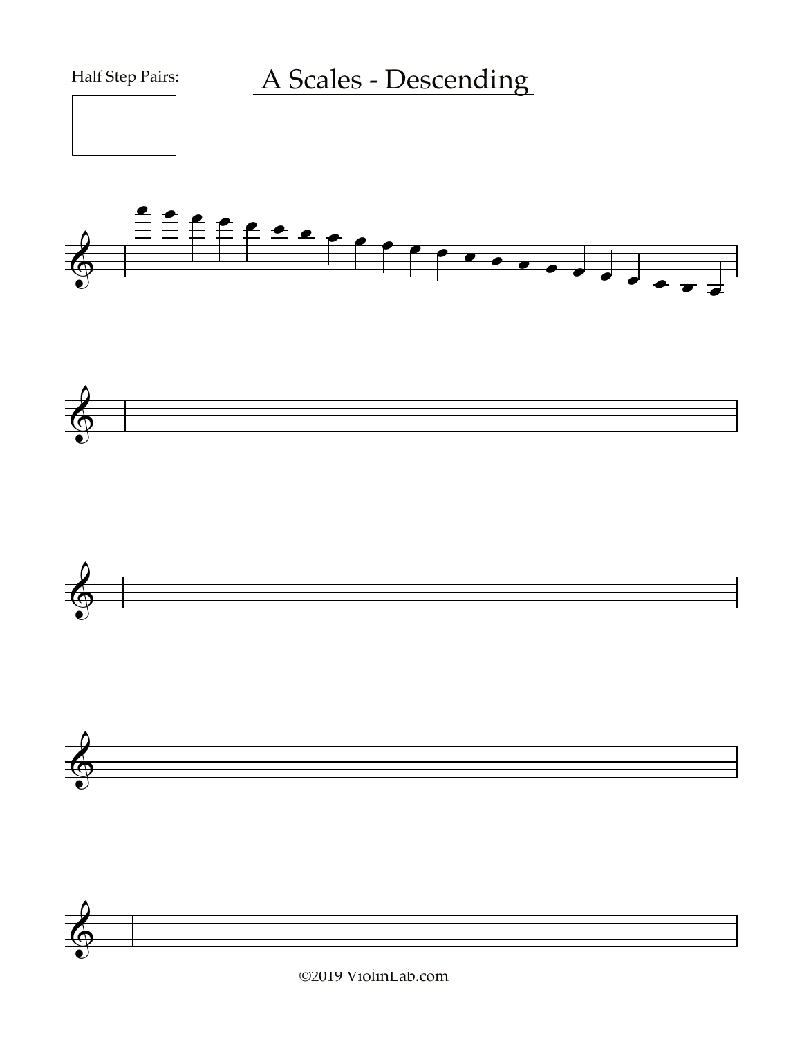Half Step Pairs:

# A Scales - Descending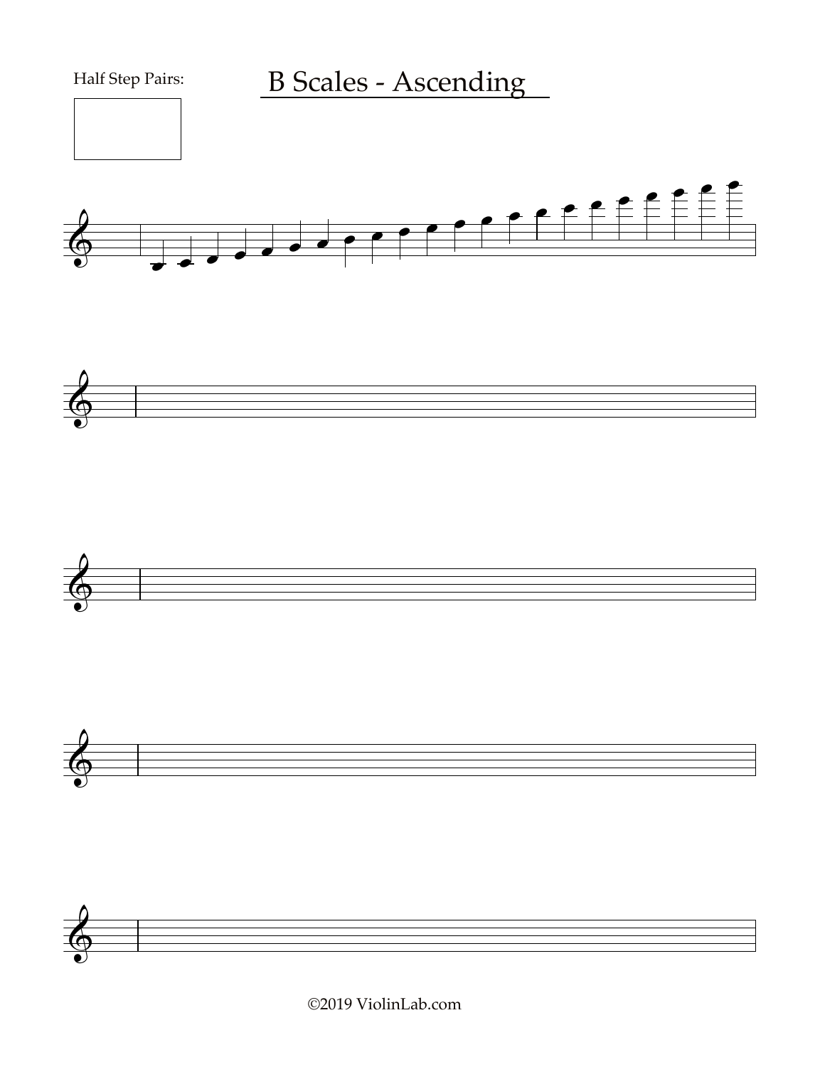Half Step Pairs:

# B Scales - Ascending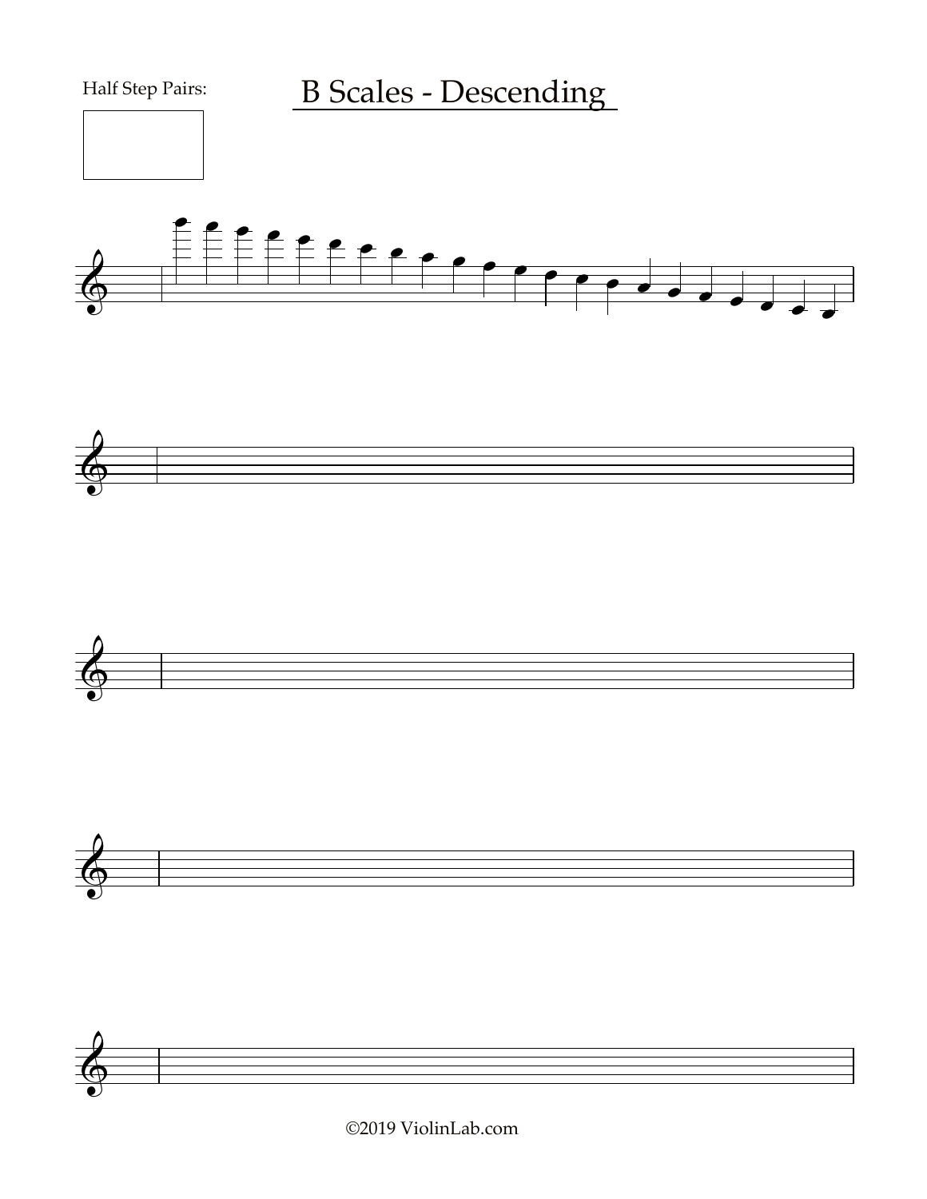Half Step Pairs:

# B Scales - Descending

©2019 ViolinLab.com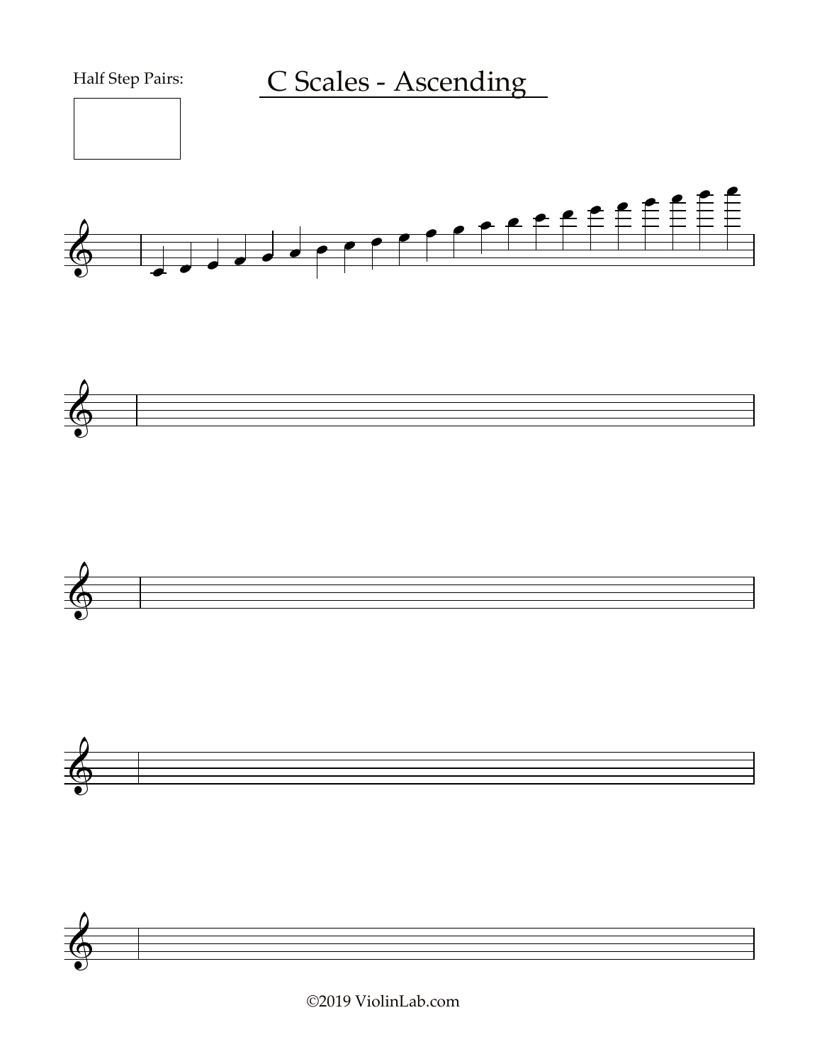Half Step Pairs:

# C Scales - Ascending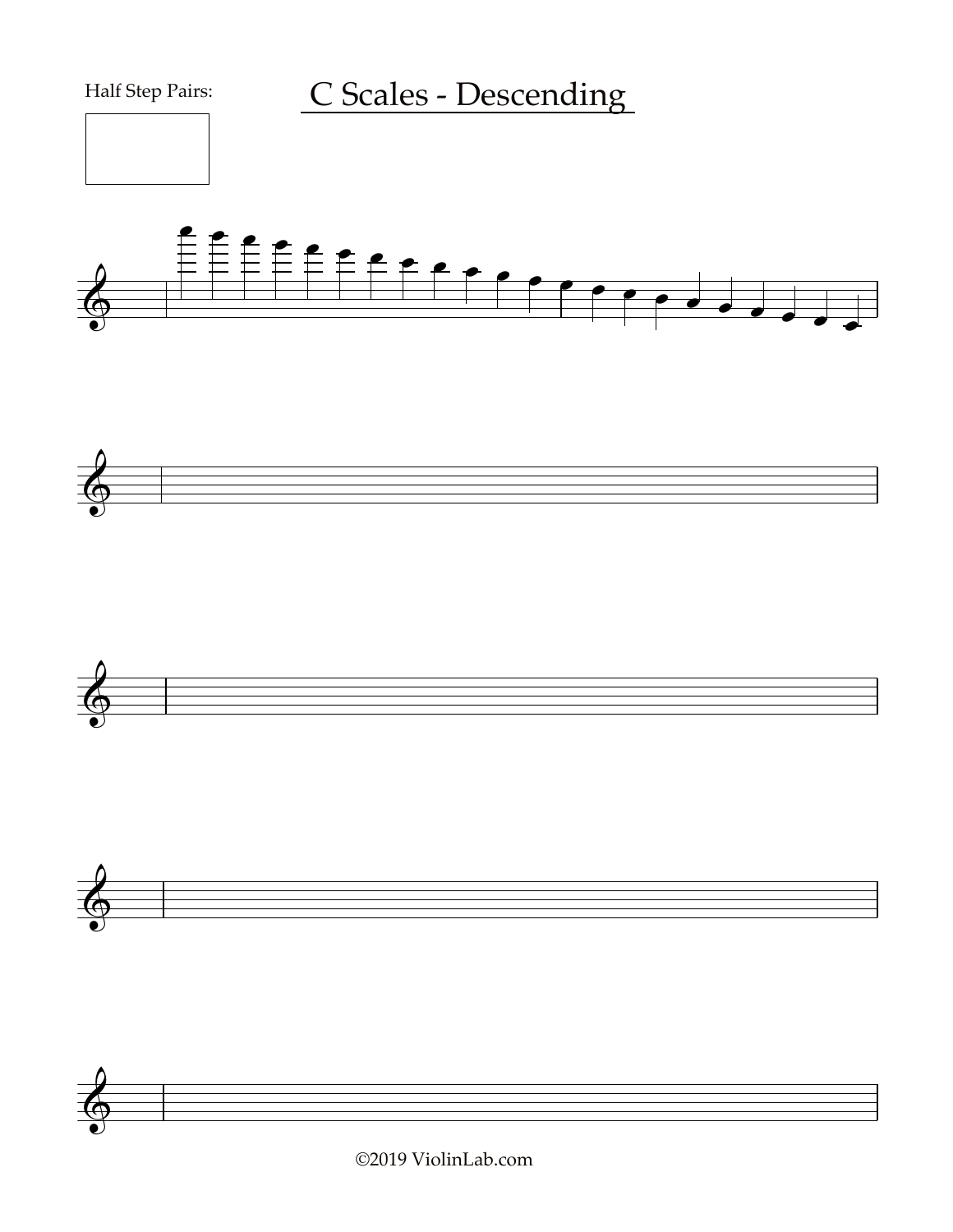Half Step Pairs:

# C Scales - Descending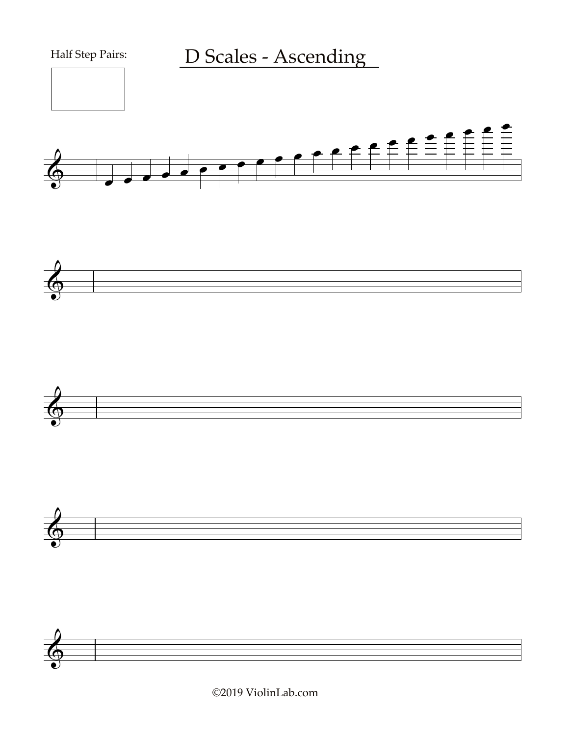Half Step Pairs:

# D Scales - Ascending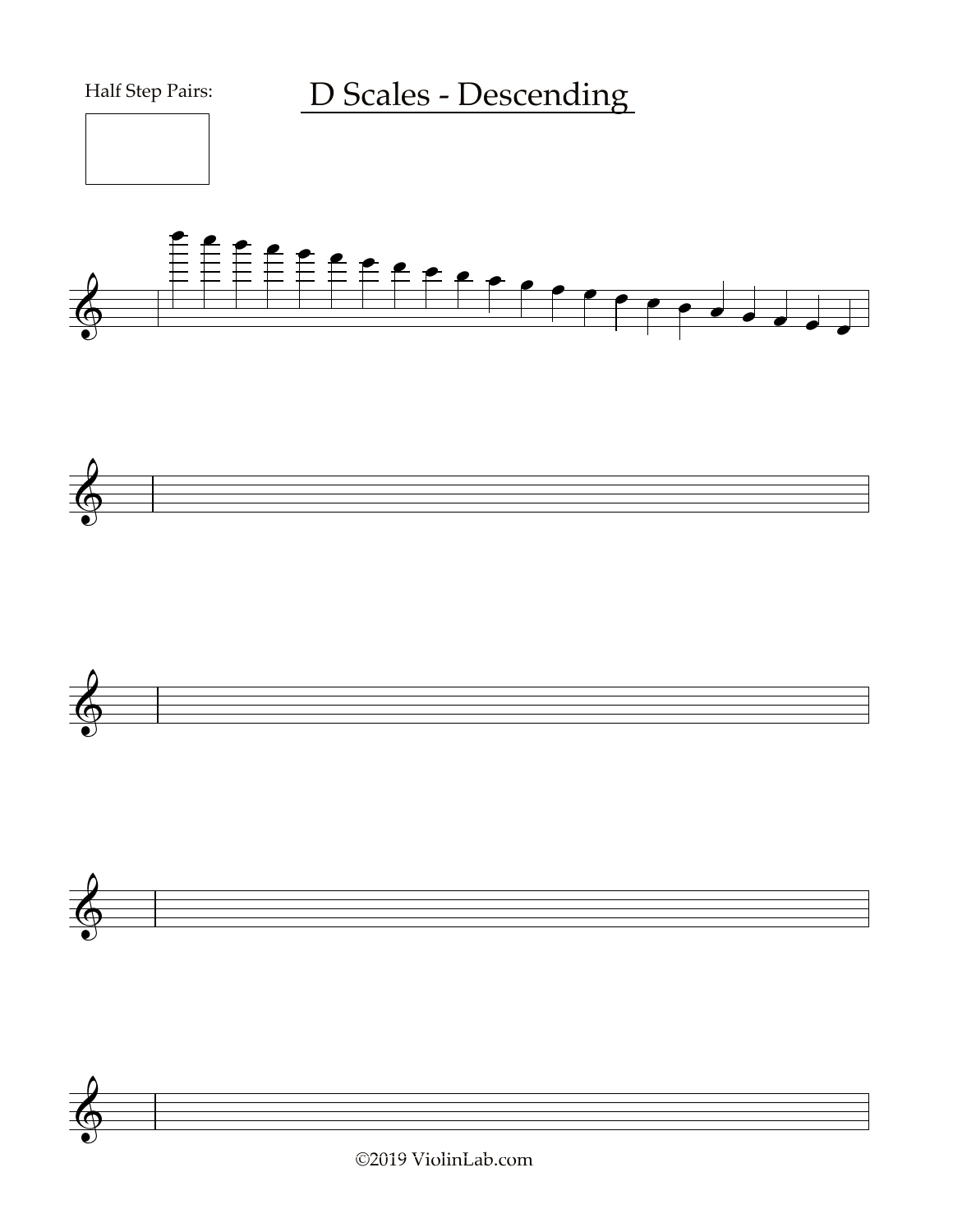Half Step Pairs:

# D Scales - Descending

©2019 ViolinLab.com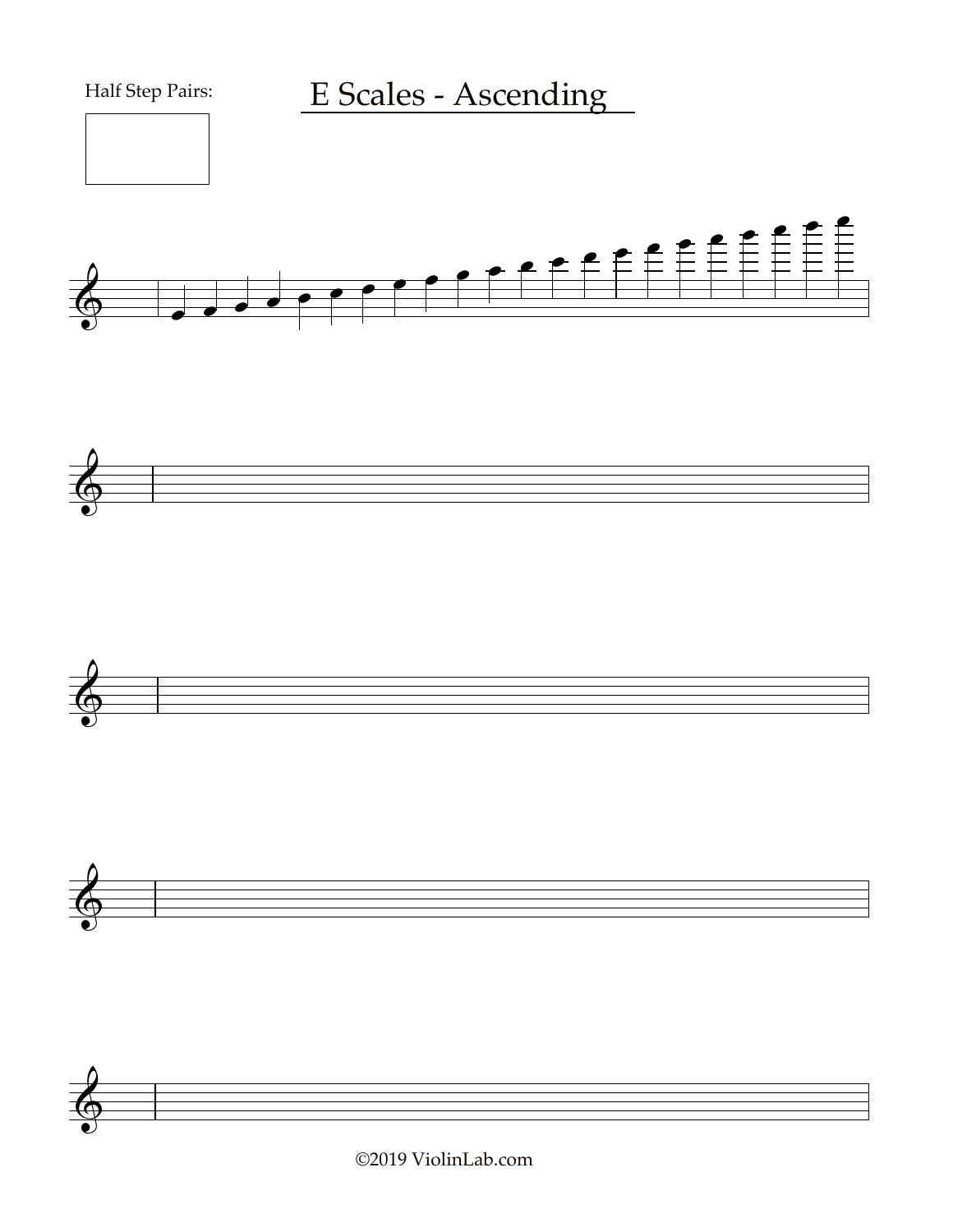Half Step Pairs:

# E Scales - Ascending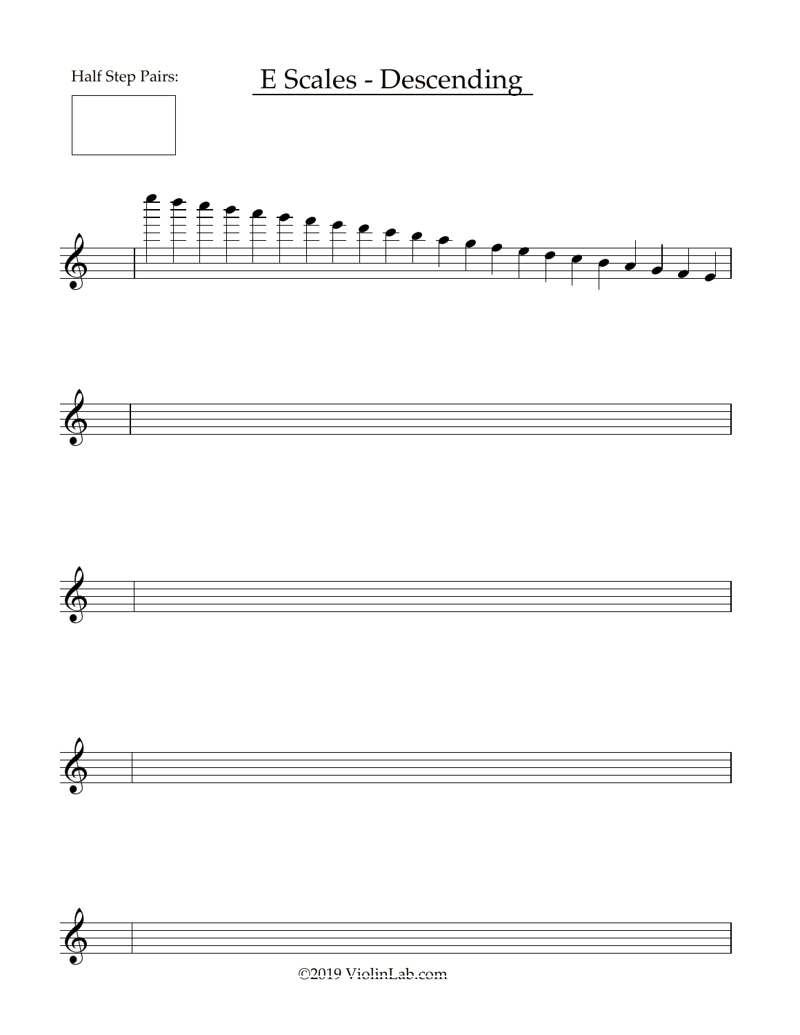Half Step Pairs:

# E Scales - Descending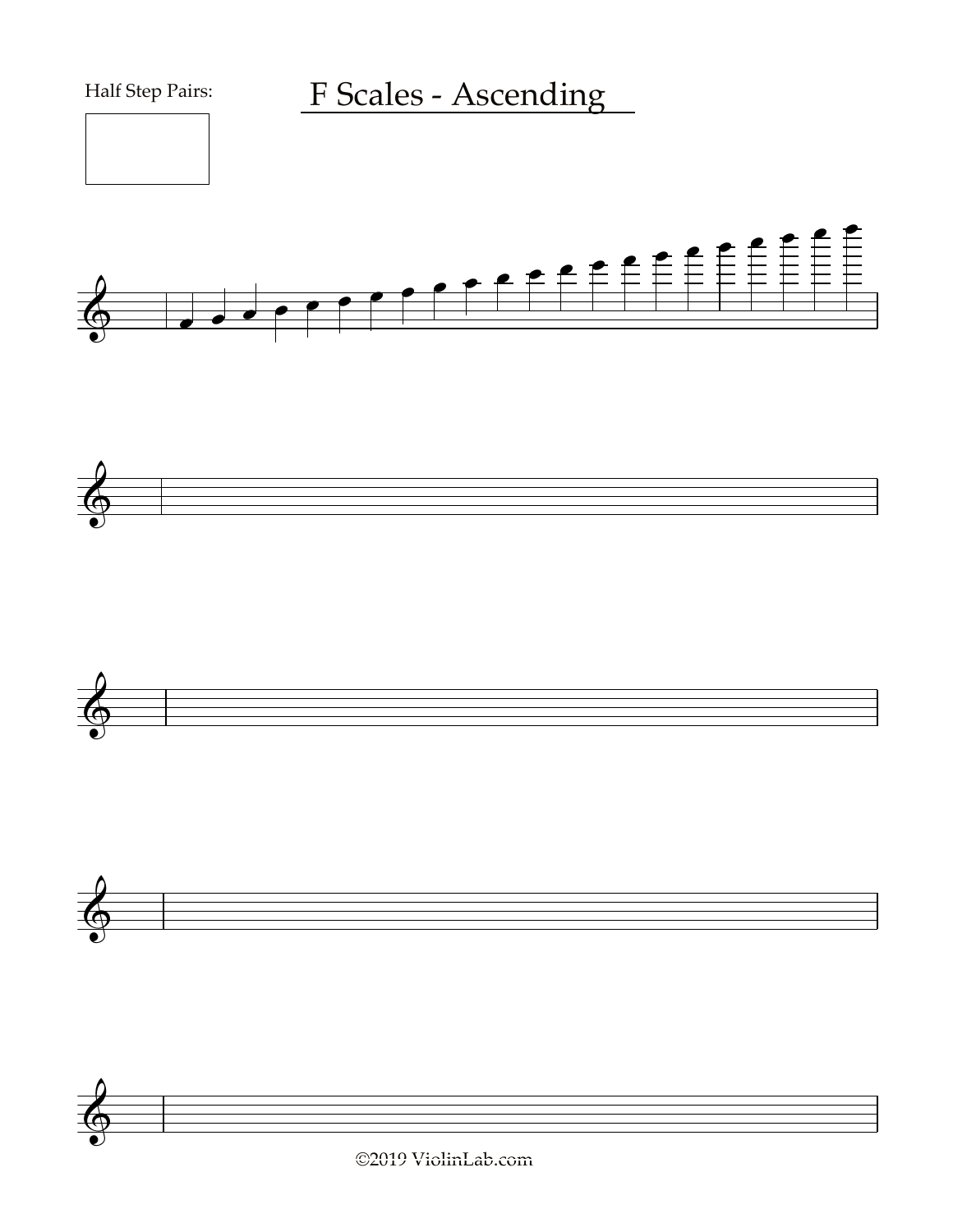Half Step Pairs:

# F Scales - Ascending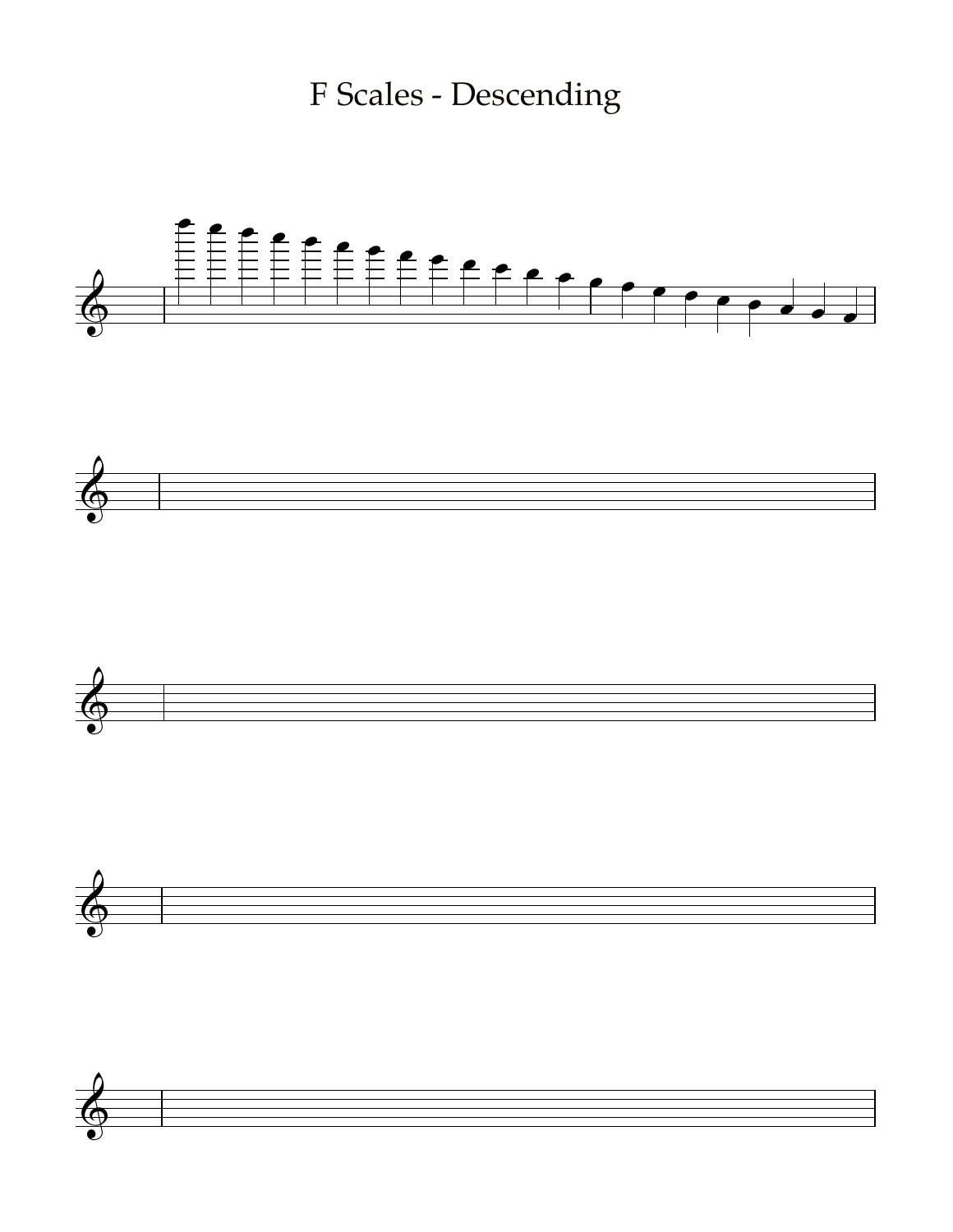# F Scales - Descending